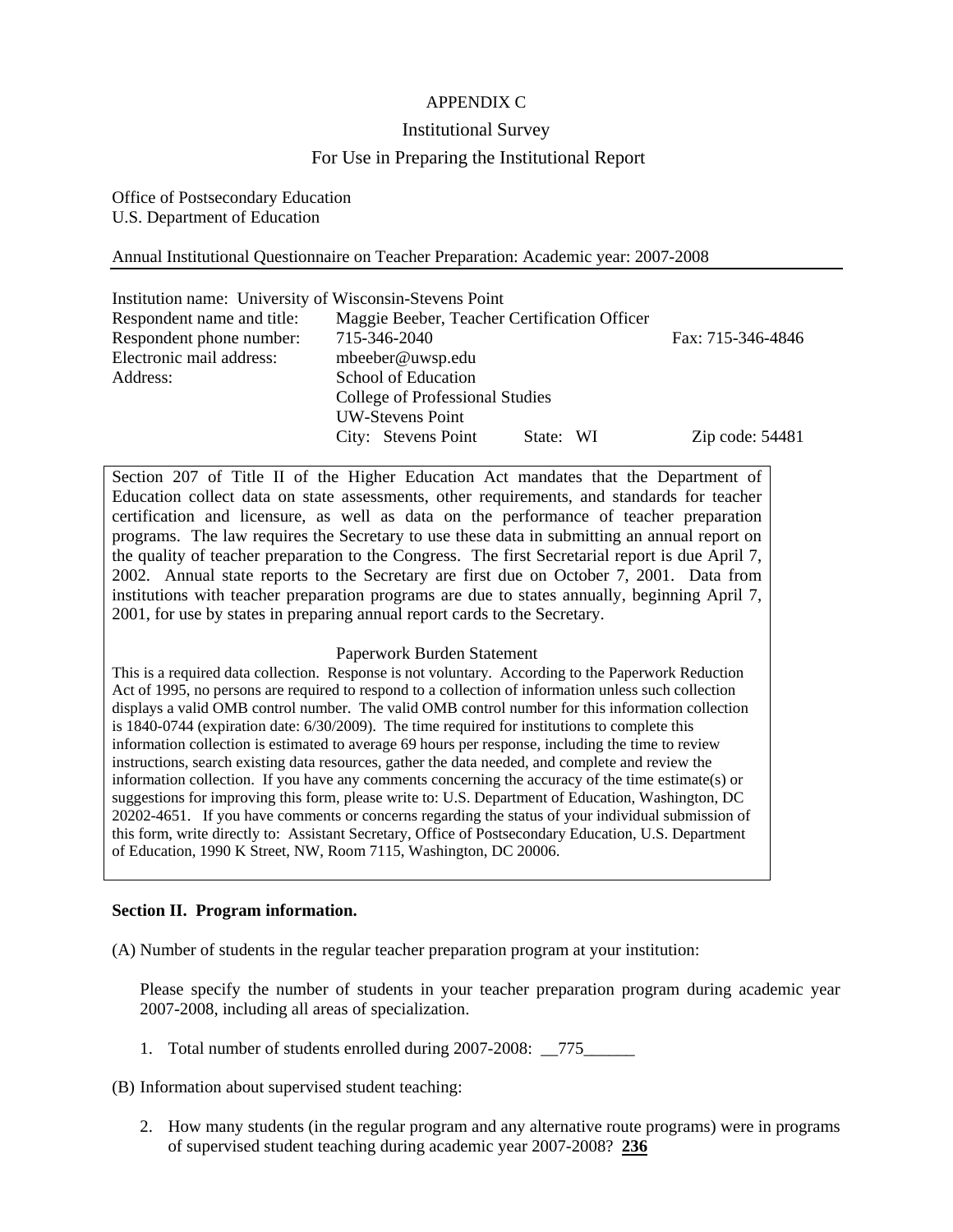APPENDIX C

Institutional Survey

For Use in Preparing the Institutional Report

Office of Postsecondary Education
U.S. Department of Education

Annual Institutional Questionnaire on Teacher Preparation: Academic year: 2007-2008

Institution name: University of Wisconsin-Stevens Point
Respondent name and title: Maggie Beeber, Teacher Certification Officer
Respondent phone number: 715-346-2040 Fax: 715-346-4846
Electronic mail address: mbeeber@uwsp.edu
Address: School of Education
College of Professional Studies
UW-Stevens Point
City: Stevens Point State: WI Zip code: 54481

Section 207 of Title II of the Higher Education Act mandates that the Department of Education collect data on state assessments, other requirements, and standards for teacher certification and licensure, as well as data on the performance of teacher preparation programs. The law requires the Secretary to use these data in submitting an annual report on the quality of teacher preparation to the Congress. The first Secretarial report is due April 7, 2002. Annual state reports to the Secretary are first due on October 7, 2001. Data from institutions with teacher preparation programs are due to states annually, beginning April 7, 2001, for use by states in preparing annual report cards to the Secretary.

Paperwork Burden Statement

This is a required data collection. Response is not voluntary. According to the Paperwork Reduction Act of 1995, no persons are required to respond to a collection of information unless such collection displays a valid OMB control number. The valid OMB control number for this information collection is 1840-0744 (expiration date: 6/30/2009). The time required for institutions to complete this information collection is estimated to average 69 hours per response, including the time to review instructions, search existing data resources, gather the data needed, and complete and review the information collection. If you have any comments concerning the accuracy of the time estimate(s) or suggestions for improving this form, please write to: U.S. Department of Education, Washington, DC 20202-4651. If you have comments or concerns regarding the status of your individual submission of this form, write directly to: Assistant Secretary, Office of Postsecondary Education, U.S. Department of Education, 1990 K Street, NW, Room 7115, Washington, DC 20006.

**Section II. Program information.**

(A) Number of students in the regular teacher preparation program at your institution:

Please specify the number of students in your teacher preparation program during academic year 2007-2008, including all areas of specialization.

1. Total number of students enrolled during 2007-2008: __775______

(B) Information about supervised student teaching:

2. How many students (in the regular program and any alternative route programs) were in programs of supervised student teaching during academic year 2007-2008? **236**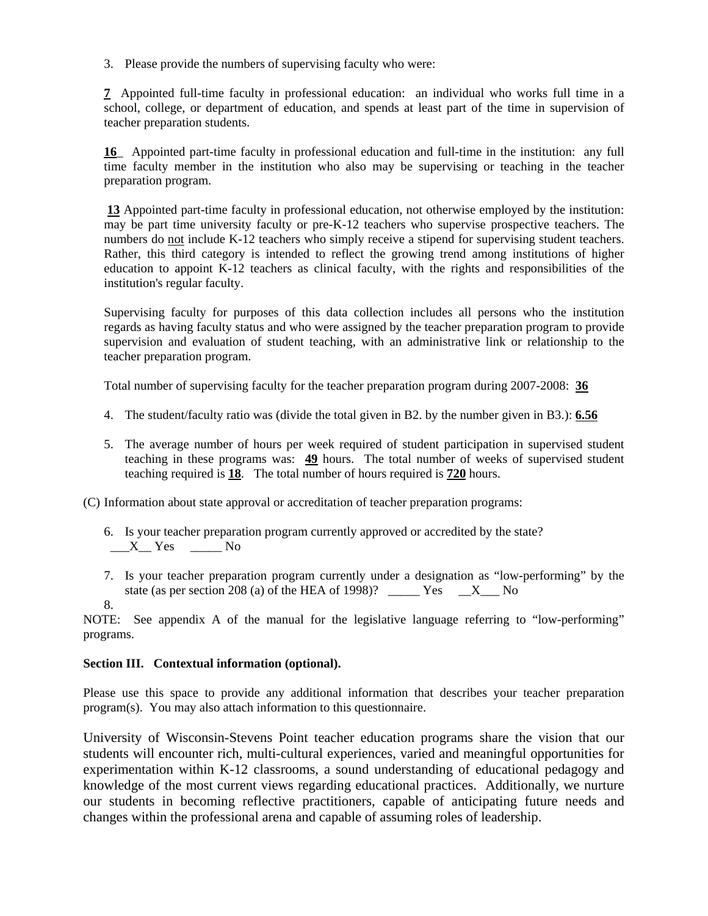3. Please provide the numbers of supervising faculty who were:

**7** Appointed full-time faculty in professional education: an individual who works full time in a school, college, or department of education, and spends at least part of the time in supervision of teacher preparation students.

**16** Appointed part-time faculty in professional education and full-time in the institution: any full time faculty member in the institution who also may be supervising or teaching in the teacher preparation program.

**13** Appointed part-time faculty in professional education, not otherwise employed by the institution: may be part time university faculty or pre-K-12 teachers who supervise prospective teachers. The numbers do not include K-12 teachers who simply receive a stipend for supervising student teachers. Rather, this third category is intended to reflect the growing trend among institutions of higher education to appoint K-12 teachers as clinical faculty, with the rights and responsibilities of the institution's regular faculty.

Supervising faculty for purposes of this data collection includes all persons who the institution regards as having faculty status and who were assigned by the teacher preparation program to provide supervision and evaluation of student teaching, with an administrative link or relationship to the teacher preparation program.

Total number of supervising faculty for the teacher preparation program during 2007-2008: **36**

4. The student/faculty ratio was (divide the total given in B2. by the number given in B3.): **6.56**

5. The average number of hours per week required of student participation in supervised student teaching in these programs was: **49** hours. The total number of weeks of supervised student teaching required is **18**. The total number of hours required is **720** hours.

(C) Information about state approval or accreditation of teacher preparation programs:

6. Is your teacher preparation program currently approved or accredited by the state?
   ___X__ Yes _____ No

7. Is your teacher preparation program currently under a designation as "low-performing" by the state (as per section 208 (a) of the HEA of 1998)? _____ Yes __X___ No

8.

NOTE: See appendix A of the manual for the legislative language referring to "low-performing" programs.

**Section III. Contextual information (optional).**

Please use this space to provide any additional information that describes your teacher preparation program(s). You may also attach information to this questionnaire.

University of Wisconsin-Stevens Point teacher education programs share the vision that our students will encounter rich, multi-cultural experiences, varied and meaningful opportunities for experimentation within K-12 classrooms, a sound understanding of educational pedagogy and knowledge of the most current views regarding educational practices. Additionally, we nurture our students in becoming reflective practitioners, capable of anticipating future needs and changes within the professional arena and capable of assuming roles of leadership.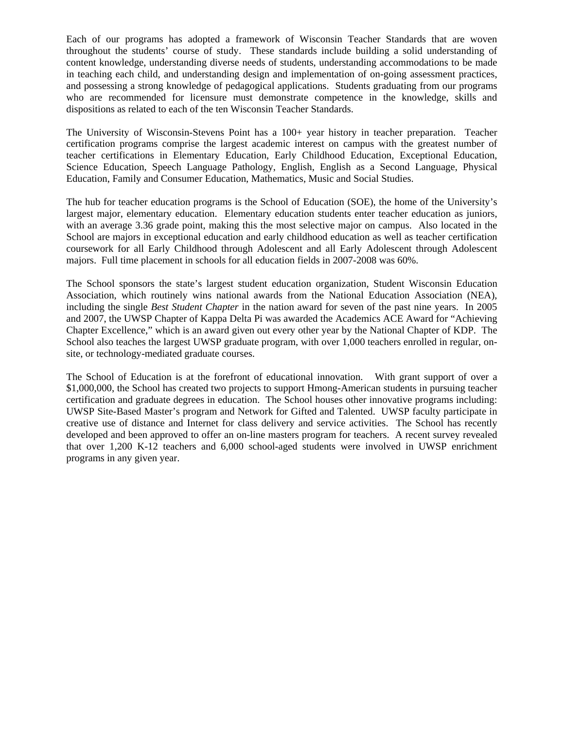Each of our programs has adopted a framework of Wisconsin Teacher Standards that are woven throughout the students' course of study. These standards include building a solid understanding of content knowledge, understanding diverse needs of students, understanding accommodations to be made in teaching each child, and understanding design and implementation of on-going assessment practices, and possessing a strong knowledge of pedagogical applications. Students graduating from our programs who are recommended for licensure must demonstrate competence in the knowledge, skills and dispositions as related to each of the ten Wisconsin Teacher Standards.

The University of Wisconsin-Stevens Point has a 100+ year history in teacher preparation. Teacher certification programs comprise the largest academic interest on campus with the greatest number of teacher certifications in Elementary Education, Early Childhood Education, Exceptional Education, Science Education, Speech Language Pathology, English, English as a Second Language, Physical Education, Family and Consumer Education, Mathematics, Music and Social Studies.

The hub for teacher education programs is the School of Education (SOE), the home of the University's largest major, elementary education. Elementary education students enter teacher education as juniors, with an average 3.36 grade point, making this the most selective major on campus. Also located in the School are majors in exceptional education and early childhood education as well as teacher certification coursework for all Early Childhood through Adolescent and all Early Adolescent through Adolescent majors. Full time placement in schools for all education fields in 2007-2008 was 60%.

The School sponsors the state's largest student education organization, Student Wisconsin Education Association, which routinely wins national awards from the National Education Association (NEA), including the single *Best Student Chapter* in the nation award for seven of the past nine years. In 2005 and 2007, the UWSP Chapter of Kappa Delta Pi was awarded the Academics ACE Award for "Achieving Chapter Excellence," which is an award given out every other year by the National Chapter of KDP. The School also teaches the largest UWSP graduate program, with over 1,000 teachers enrolled in regular, on-site, or technology-mediated graduate courses.

The School of Education is at the forefront of educational innovation. With grant support of over a $1,000,000, the School has created two projects to support Hmong-American students in pursuing teacher certification and graduate degrees in education. The School houses other innovative programs including: UWSP Site-Based Master's program and Network for Gifted and Talented. UWSP faculty participate in creative use of distance and Internet for class delivery and service activities. The School has recently developed and been approved to offer an on-line masters program for teachers. A recent survey revealed that over 1,200 K-12 teachers and 6,000 school-aged students were involved in UWSP enrichment programs in any given year.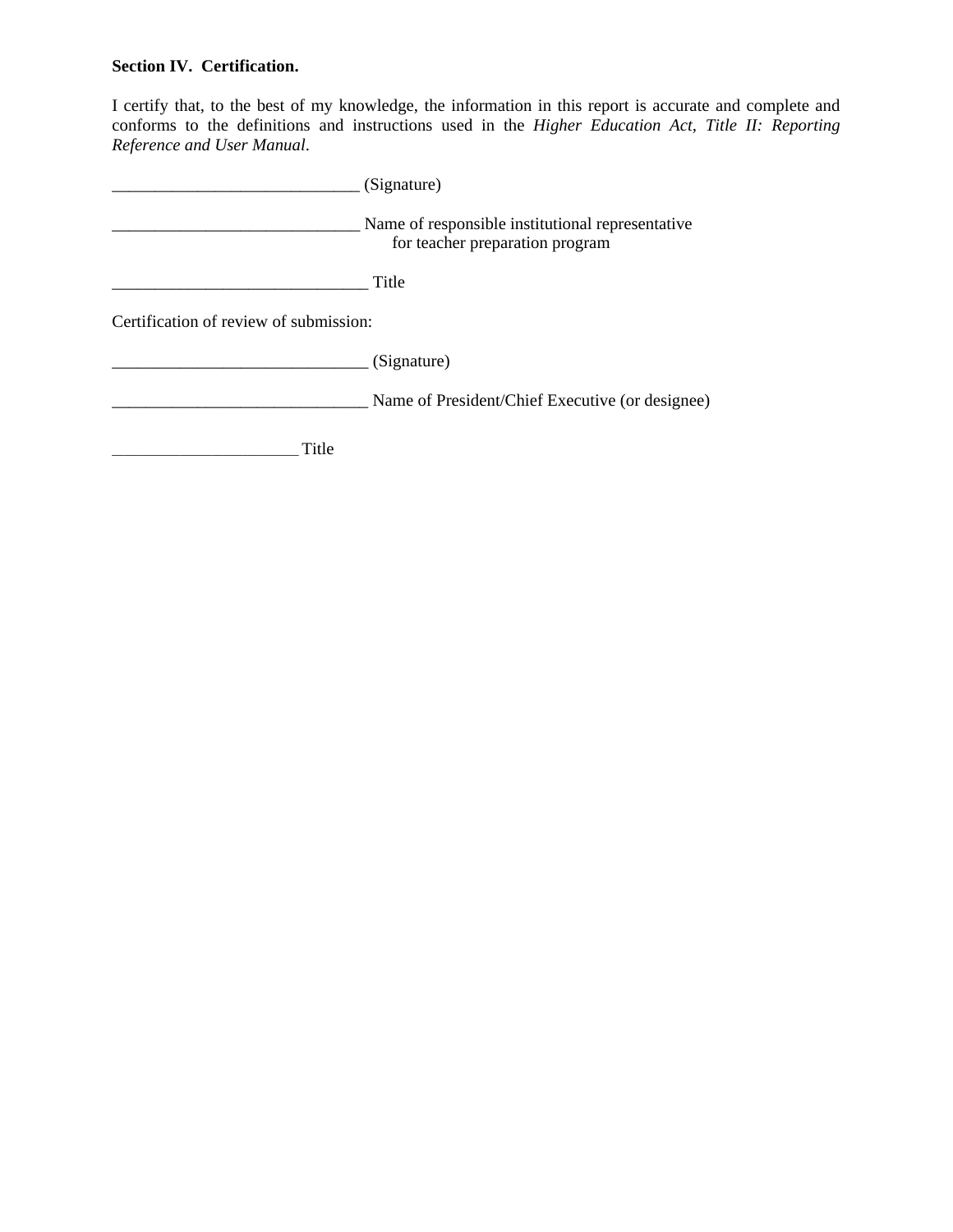**Section IV. Certification.**

I certify that, to the best of my knowledge, the information in this report is accurate and complete and conforms to the definitions and instructions used in the *Higher Education Act, Title II: Reporting Reference and User Manual*.

_____________________________ (Signature)

_____________________________ Name of responsible institutional representative for teacher preparation program

______________________________ Title

Certification of review of submission:

______________________________ (Signature)

______________________________ Name of President/Chief Executive (or designee)

______________________ Title